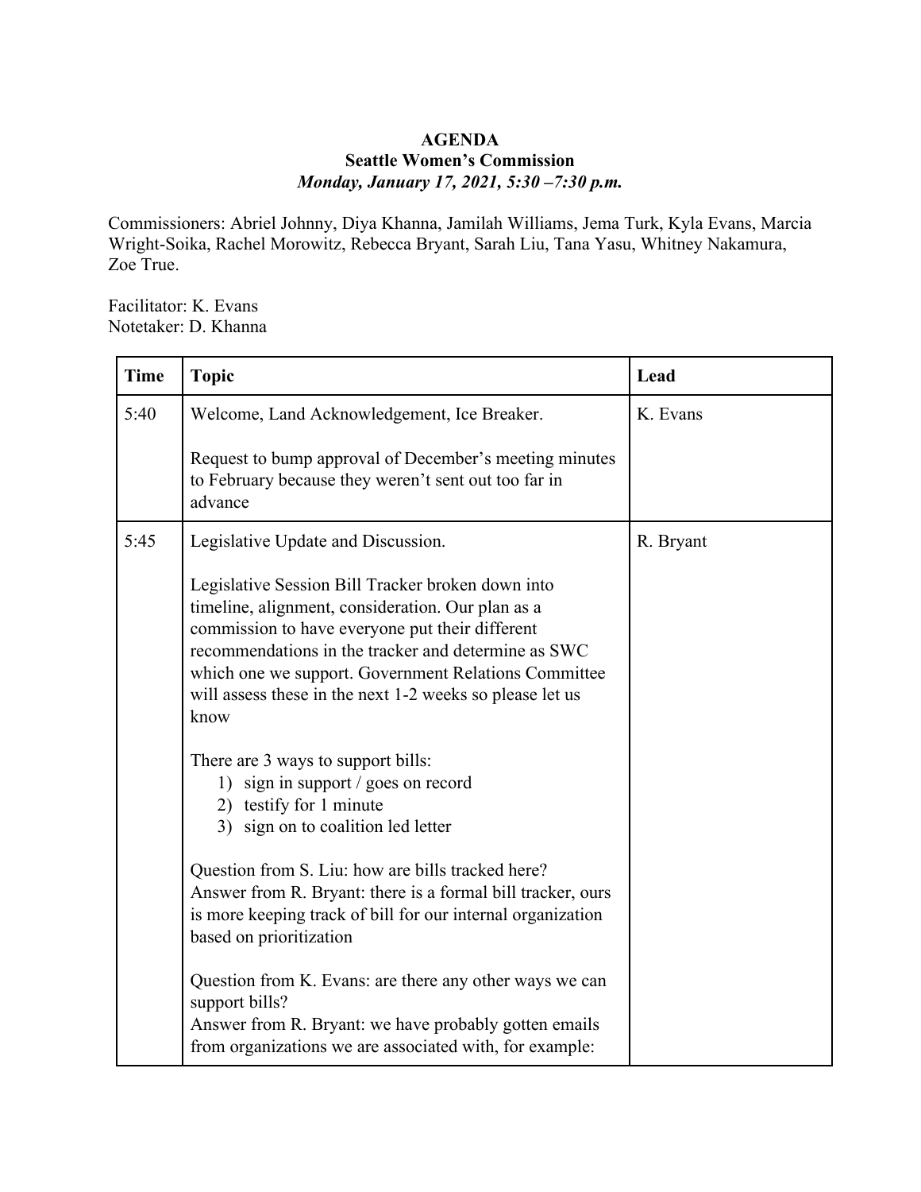**AGENDA**
**Seattle Women's Commission**
***Monday, January 17, 2021, 5:30 –7:30 p.m.***

Commissioners: Abriel Johnny, Diya Khanna, Jamilah Williams, Jema Turk, Kyla Evans, Marcia Wright-Soika, Rachel Morowitz, Rebecca Bryant, Sarah Liu, Tana Yasu, Whitney Nakamura, Zoe True.

Facilitator: K. Evans
Notetaker: D. Khanna

| **Time** | **Topic** | **Lead** |
|---|---|---|
| 5:40 | Welcome, Land Acknowledgement, Ice Breaker.<br><br>Request to bump approval of December's meeting minutes to February because they weren't sent out too far in advance | K. Evans |
| 5:45 | Legislative Update and Discussion.<br><br>Legislative Session Bill Tracker broken down into timeline, alignment, consideration. Our plan as a commission to have everyone put their different recommendations in the tracker and determine as SWC which one we support. Government Relations Committee will assess these in the next 1-2 weeks so please let us know<br><br>There are 3 ways to support bills:<br>1) sign in support / goes on record<br>2) testify for 1 minute<br>3) sign on to coalition led letter<br><br>Question from S. Liu: how are bills tracked here?<br>Answer from R. Bryant: there is a formal bill tracker, ours is more keeping track of bill for our internal organization based on prioritization<br><br>Question from K. Evans: are there any other ways we can support bills?<br>Answer from R. Bryant: we have probably gotten emails from organizations we are associated with, for example: | R. Bryant |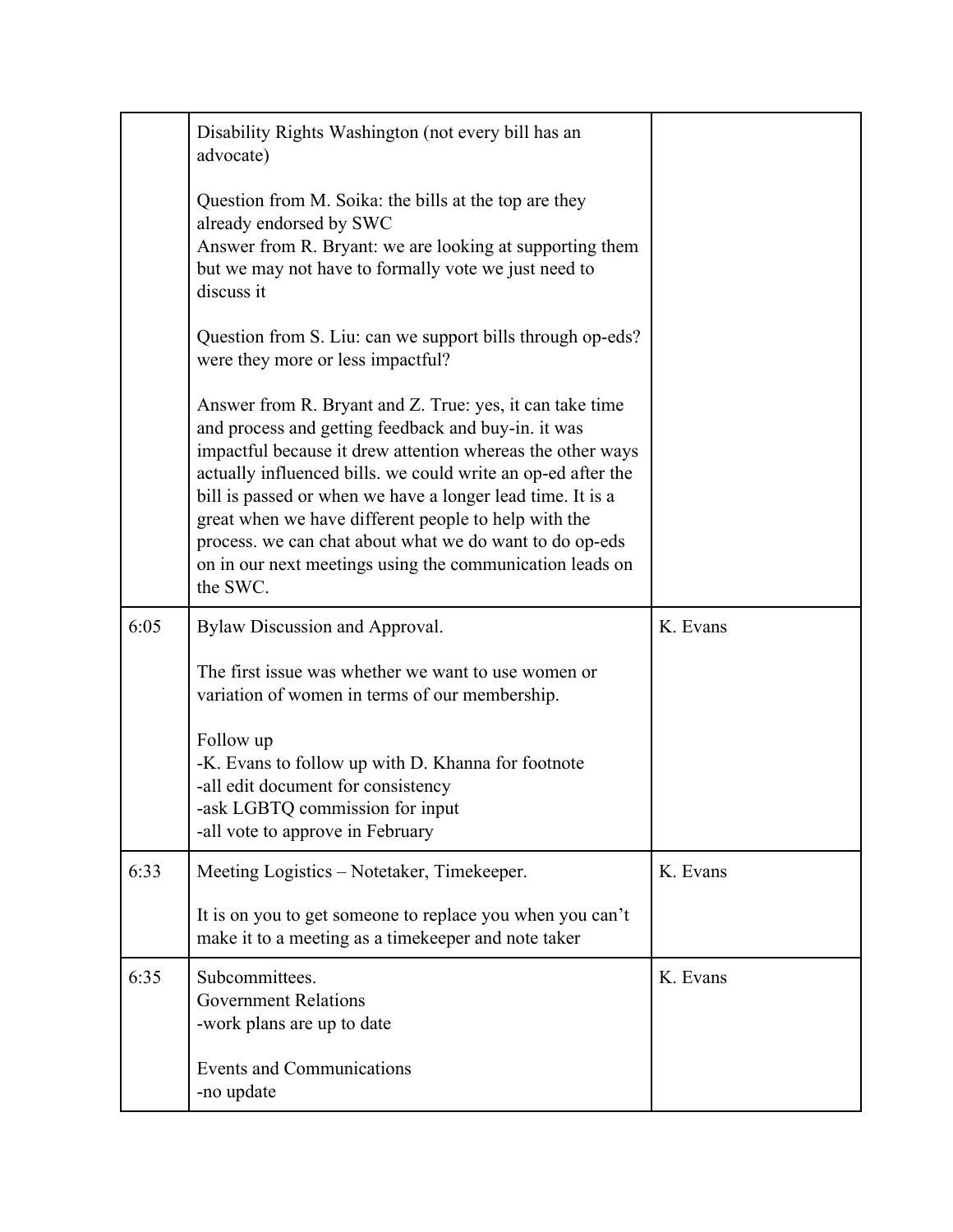| | | |
|---|---|---|
| | Disability Rights Washington (not every bill has an advocate)<br><br>Question from M. Soika: the bills at the top are they already endorsed by SWC<br>Answer from R. Bryant: we are looking at supporting them but we may not have to formally vote we just need to discuss it<br><br>Question from S. Liu: can we support bills through op-eds? were they more or less impactful?<br><br>Answer from R. Bryant and Z. True: yes, it can take time and process and getting feedback and buy-in. it was impactful because it drew attention whereas the other ways actually influenced bills. we could write an op-ed after the bill is passed or when we have a longer lead time. It is a great when we have different people to help with the process. we can chat about what we do want to do op-eds on in our next meetings using the communication leads on the SWC. | |
| 6:05 | Bylaw Discussion and Approval.<br><br>The first issue was whether we want to use women or variation of women in terms of our membership.<br><br>Follow up<br>-K. Evans to follow up with D. Khanna for footnote<br>-all edit document for consistency<br>-ask LGBTQ commission for input<br>-all vote to approve in February | K. Evans |
| 6:33 | Meeting Logistics – Notetaker, Timekeeper.<br><br>It is on you to get someone to replace you when you can't make it to a meeting as a timekeeper and note taker | K. Evans |
| 6:35 | Subcommittees.<br>Government Relations<br>-work plans are up to date<br><br>Events and Communications<br>-no update | K. Evans |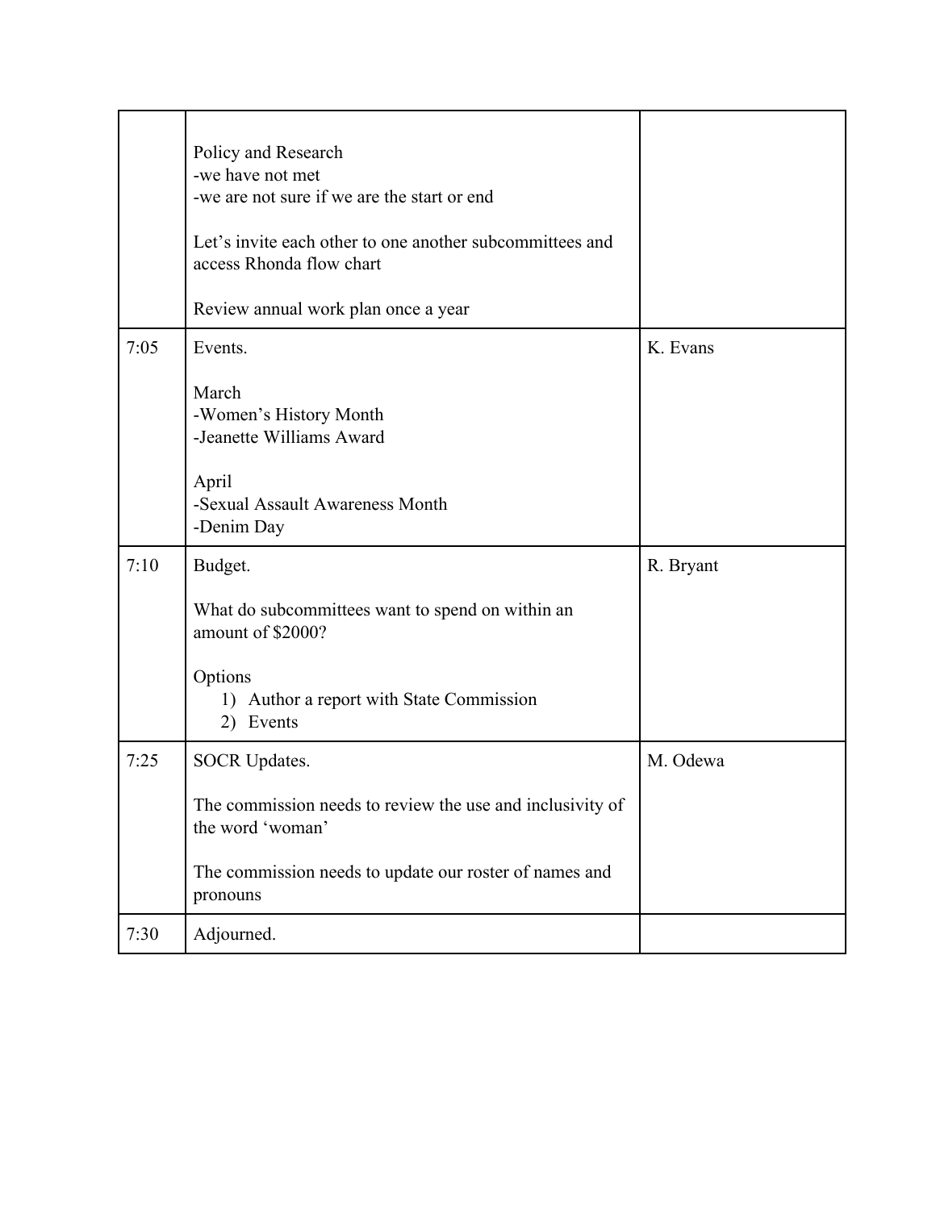| | | |
|---|---|---|
| | Policy and Research<br>-we have not met<br>-we are not sure if we are the start or end<br><br>Let's invite each other to one another subcommittees and access Rhonda flow chart<br><br>Review annual work plan once a year | |
| 7:05 | Events.<br><br>March<br>-Women's History Month<br>-Jeanette Williams Award<br><br>April<br>-Sexual Assault Awareness Month<br>-Denim Day | K. Evans |
| 7:10 | Budget.<br><br>What do subcommittees want to spend on within an amount of $2000?<br><br>Options<br>1) Author a report with State Commission<br>2) Events | R. Bryant |
| 7:25 | SOCR Updates.<br><br>The commission needs to review the use and inclusivity of the word 'woman'<br><br>The commission needs to update our roster of names and pronouns | M. Odewa |
| 7:30 | Adjourned. | |